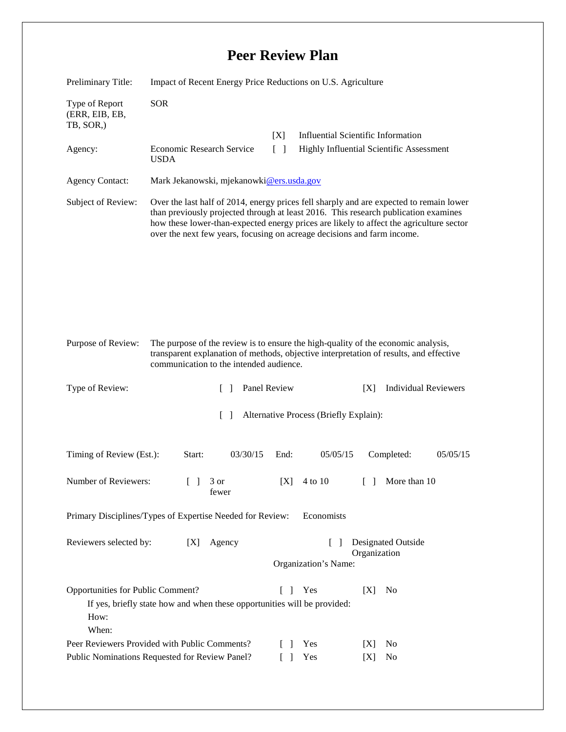# Peer Review Plan

Preliminary Title: Impact of Recent Energy Price Reductions on U.S. Agriculture

Type of Report (ERR, EIB, EB, TB, SOR,): SOR

[X] Influential Scientific Information

[ ] Highly Influential Scientific Assessment

Agency: Economic Research Service USDA

Agency Contact: Mark Jekanowski, mjekanowki@ers.usda.gov

Subject of Review: Over the last half of 2014, energy prices fell sharply and are expected to remain lower than previously projected through at least 2016. This research publication examines how these lower-than-expected energy prices are likely to affect the agriculture sector over the next few years, focusing on acreage decisions and farm income.

Purpose of Review: The purpose of the review is to ensure the high-quality of the economic analysis, transparent explanation of methods, objective interpretation of results, and effective communication to the intended audience.

Type of Review: [ ] Panel Review [X] Individual Reviewers

[ ] Alternative Process (Briefly Explain):

Timing of Review (Est.): Start: 03/30/15 End: 05/05/15 Completed: 05/05/15

Number of Reviewers: [ ] 3 or fewer [X] 4 to 10 [ ] More than 10

Primary Disciplines/Types of Expertise Needed for Review: Economists

Reviewers selected by: [X] Agency [ ] Designated Outside Organization

Organization's Name:

Opportunities for Public Comment? [ ] Yes [X] No

If yes, briefly state how and when these opportunities will be provided:

How:

When:

Peer Reviewers Provided with Public Comments? [ ] Yes [X] No

Public Nominations Requested for Review Panel? [ ] Yes [X] No